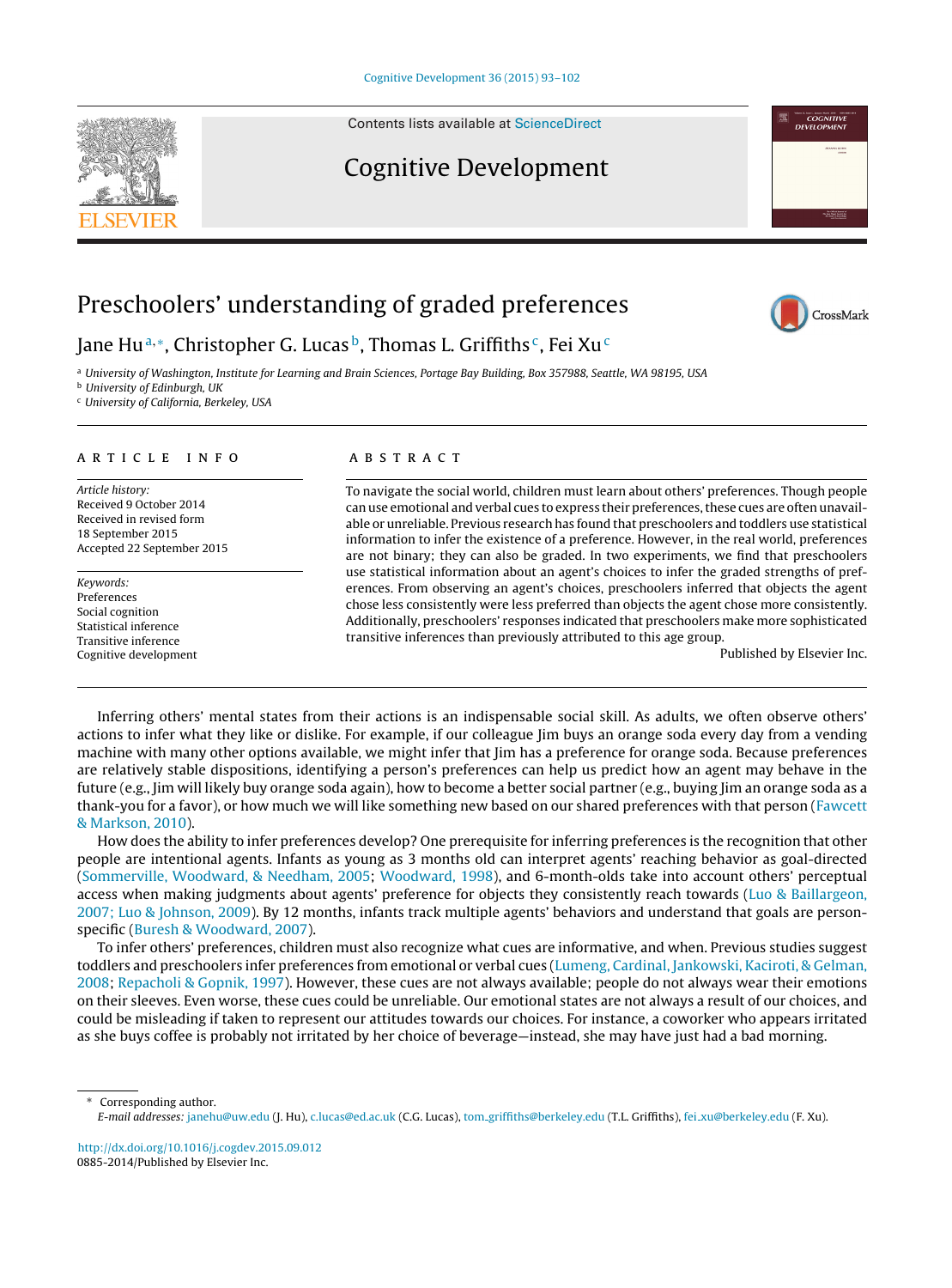# Preschoolers' understanding of graded preferences

Jane Hu[a,*], Christopher G. Lucas[b], Thomas L. Griffiths[c], Fei Xu[c]

[a] University of Washington, Institute for Learning and Brain Sciences, Portage Bay Building, Box 357988, Seattle, WA 98195, USA
[b] University of Edinburgh, UK
[c] University of California, Berkeley, USA

## ARTICLE INFO

*Article history:*
Received 9 October 2014
Received in revised form
18 September 2015
Accepted 22 September 2015

*Keywords:*
Preferences
Social cognition
Statistical inference
Transitive inference
Cognitive development

## ABSTRACT

To navigate the social world, children must learn about others' preferences. Though people can use emotional and verbal cues to express their preferences, these cues are often unavailable or unreliable. Previous research has found that preschoolers and toddlers use statistical information to infer the existence of a preference. However, in the real world, preferences are not binary; they can also be graded. In two experiments, we find that preschoolers use statistical information about an agent's choices to infer the graded strengths of preferences. From observing an agent's choices, preschoolers inferred that objects the agent chose less consistently were less preferred than objects the agent chose more consistently. Additionally, preschoolers' responses indicated that preschoolers make more sophisticated transitive inferences than previously attributed to this age group.

Published by Elsevier Inc.

---

Inferring others' mental states from their actions is an indispensable social skill. As adults, we often observe others' actions to infer what they like or dislike. For example, if our colleague Jim buys an orange soda every day from a vending machine with many other options available, we might infer that Jim has a preference for orange soda. Because preferences are relatively stable dispositions, identifying a person's preferences can help us predict how an agent may behave in the future (e.g., Jim will likely buy orange soda again), how to become a better social partner (e.g., buying Jim an orange soda as a thank-you for a favor), or how much we will like something new based on our shared preferences with that person (Fawcett & Markson, 2010).

How does the ability to infer preferences develop? One prerequisite for inferring preferences is the recognition that other people are intentional agents. Infants as young as 3 months old can interpret agents' reaching behavior as goal-directed (Sommerville, Woodward, & Needham, 2005; Woodward, 1998), and 6-month-olds take into account others' perceptual access when making judgments about agents' preference for objects they consistently reach towards (Luo & Baillargeon, 2007; Luo & Johnson, 2009). By 12 months, infants track multiple agents' behaviors and understand that goals are person-specific (Buresh & Woodward, 2007).

To infer others' preferences, children must also recognize what cues are informative, and when. Previous studies suggest toddlers and preschoolers infer preferences from emotional or verbal cues (Lumeng, Cardinal, Jankowski, Kaciroti, & Gelman, 2008; Repacholi & Gopnik, 1997). However, these cues are not always available; people do not always wear their emotions on their sleeves. Even worse, these cues could be unreliable. Our emotional states are not always a result of our choices, and could be misleading if taken to represent our attitudes towards our choices. For instance, a coworker who appears irritated as she buys coffee is probably not irritated by her choice of beverage—instead, she may have just had a bad morning.

---

\* Corresponding author.
*E-mail addresses:* janehu@uw.edu (J. Hu), c.lucas@ed.ac.uk (C.G. Lucas), tom_griffiths@berkeley.edu (T.L. Griffiths), fei_xu@berkeley.edu (F. Xu).

http://dx.doi.org/10.1016/j.cogdev.2015.09.012
0885-2014/Published by Elsevier Inc.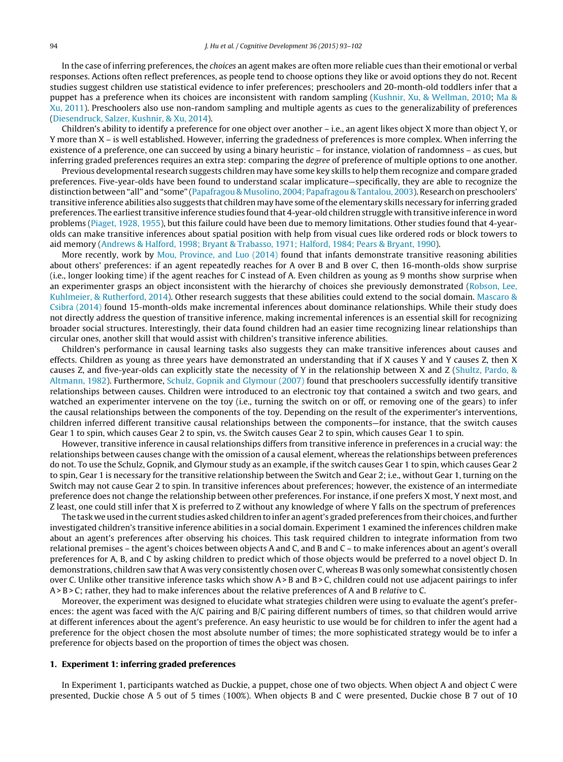In the case of inferring preferences, the *choices* an agent makes are often more reliable cues than their emotional or verbal responses. Actions often reflect preferences, as people tend to choose options they like or avoid options they do not. Recent studies suggest children use statistical evidence to infer preferences; preschoolers and 20-month-old toddlers infer that a puppet has a preference when its choices are inconsistent with random sampling (Kushnir, Xu, & Wellman, 2010; Ma & Xu, 2011). Preschoolers also use non-random sampling and multiple agents as cues to the generalizability of preferences (Diesendruck, Salzer, Kushnir, & Xu, 2014).

Children's ability to identify a preference for one object over another – i.e., an agent likes object X more than object Y, or Y more than X – is well established. However, inferring the gradedness of preferences is more complex. When inferring the existence of a preference, one can succeed by using a binary heuristic – for instance, violation of randomness – as cues, but inferring graded preferences requires an extra step: comparing the *degree* of preference of multiple options to one another.

Previous developmental research suggests children may have some key skills to help them recognize and compare graded preferences. Five-year-olds have been found to understand scalar implicature—specifically, they are able to recognize the distinction between "all" and "some" (Papafragou & Musolino, 2004; Papafragou & Tantalou, 2003). Research on preschoolers' transitive inference abilities also suggests that children may have some of the elementary skills necessary for inferring graded preferences. The earliest transitive inference studies found that 4-year-old children struggle with transitive inference in word problems (Piaget, 1928, 1955), but this failure could have been due to memory limitations. Other studies found that 4-year-olds can make transitive inferences about spatial position with help from visual cues like ordered rods or block towers to aid memory (Andrews & Halford, 1998; Bryant & Trabasso, 1971; Halford, 1984; Pears & Bryant, 1990).

More recently, work by Mou, Province, and Luo (2014) found that infants demonstrate transitive reasoning abilities about others' preferences: if an agent repeatedly reaches for A over B and B over C, then 16-month-olds show surprise (i.e., longer looking time) if the agent reaches for C instead of A. Even children as young as 9 months show surprise when an experimenter grasps an object inconsistent with the hierarchy of choices she previously demonstrated (Robson, Lee, Kuhlmeier, & Rutherford, 2014). Other research suggests that these abilities could extend to the social domain. Mascaro & Csibra (2014) found 15-month-olds make incremental inferences about dominance relationships. While their study does not directly address the question of transitive inference, making incremental inferences is an essential skill for recognizing broader social structures. Interestingly, their data found children had an easier time recognizing linear relationships than circular ones, another skill that would assist with children's transitive inference abilities.

Children's performance in causal learning tasks also suggests they can make transitive inferences about causes and effects. Children as young as three years have demonstrated an understanding that if X causes Y and Y causes Z, then X causes Z, and five-year-olds can explicitly state the necessity of Y in the relationship between X and Z (Shultz, Pardo, & Altmann, 1982). Furthermore, Schulz, Gopnik and Glymour (2007) found that preschoolers successfully identify transitive relationships between causes. Children were introduced to an electronic toy that contained a switch and two gears, and watched an experimenter intervene on the toy (i.e., turning the switch on or off, or removing one of the gears) to infer the causal relationships between the components of the toy. Depending on the result of the experimenter's interventions, children inferred different transitive causal relationships between the components—for instance, that the switch causes Gear 1 to spin, which causes Gear 2 to spin, vs. the Switch causes Gear 2 to spin, which causes Gear 1 to spin.

However, transitive inference in causal relationships differs from transitive inference in preferences in a crucial way: the relationships between causes change with the omission of a causal element, whereas the relationships between preferences do not. To use the Schulz, Gopnik, and Glymour study as an example, if the switch causes Gear 1 to spin, which causes Gear 2 to spin, Gear 1 is necessary for the transitive relationship between the Switch and Gear 2; i.e., without Gear 1, turning on the Switch may not cause Gear 2 to spin. In transitive inferences about preferences; however, the existence of an intermediate preference does not change the relationship between other preferences. For instance, if one prefers X most, Y next most, and Z least, one could still infer that X is preferred to Z without any knowledge of where Y falls on the spectrum of preferences

The task we used in the current studies asked children to infer an agent's graded preferences from their choices, and further investigated children's transitive inference abilities in a social domain. Experiment 1 examined the inferences children make about an agent's preferences after observing his choices. This task required children to integrate information from two relational premises – the agent's choices between objects A and C, and B and C – to make inferences about an agent's overall preferences for A, B, and C by asking children to predict which of those objects would be preferred to a novel object D. In demonstrations, children saw that A was very consistently chosen over C, whereas B was only somewhat consistently chosen over C. Unlike other transitive inference tasks which show A > B and B > C, children could not use adjacent pairings to infer A > B > C; rather, they had to make inferences about the relative preferences of A and B *relative* to C.

Moreover, the experiment was designed to elucidate what strategies children were using to evaluate the agent's preferences: the agent was faced with the A/C pairing and B/C pairing different numbers of times, so that children would arrive at different inferences about the agent's preference. An easy heuristic to use would be for children to infer the agent had a preference for the object chosen the most absolute number of times; the more sophisticated strategy would be to infer a preference for objects based on the proportion of times the object was chosen.

## 1. Experiment 1: inferring graded preferences

In Experiment 1, participants watched as Duckie, a puppet, chose one of two objects. When object A and object C were presented, Duckie chose A 5 out of 5 times (100%). When objects B and C were presented, Duckie chose B 7 out of 10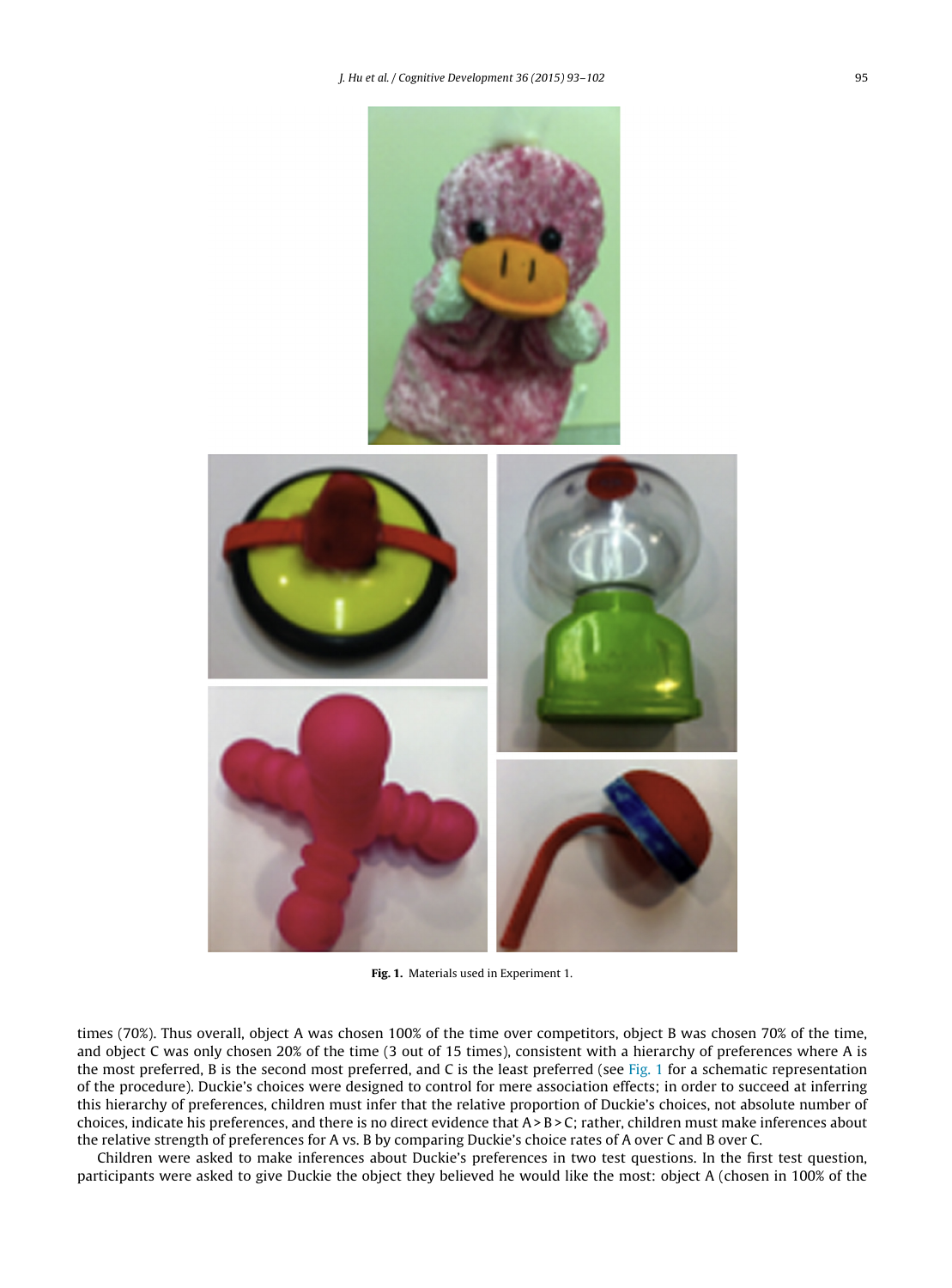Fig. 1. Materials used in Experiment 1.

times (70%). Thus overall, object A was chosen 100% of the time over competitors, object B was chosen 70% of the time, and object C was only chosen 20% of the time (3 out of 15 times), consistent with a hierarchy of preferences where A is the most preferred, B is the second most preferred, and C is the least preferred (see Fig. 1 for a schematic representation of the procedure). Duckie's choices were designed to control for mere association effects; in order to succeed at inferring this hierarchy of preferences, children must infer that the relative proportion of Duckie's choices, not absolute number of choices, indicate his preferences, and there is no direct evidence that A > B > C; rather, children must make inferences about the relative strength of preferences for A vs. B by comparing Duckie's choice rates of A over C and B over C.

Children were asked to make inferences about Duckie's preferences in two test questions. In the first test question, participants were asked to give Duckie the object they believed he would like the most: object A (chosen in 100% of the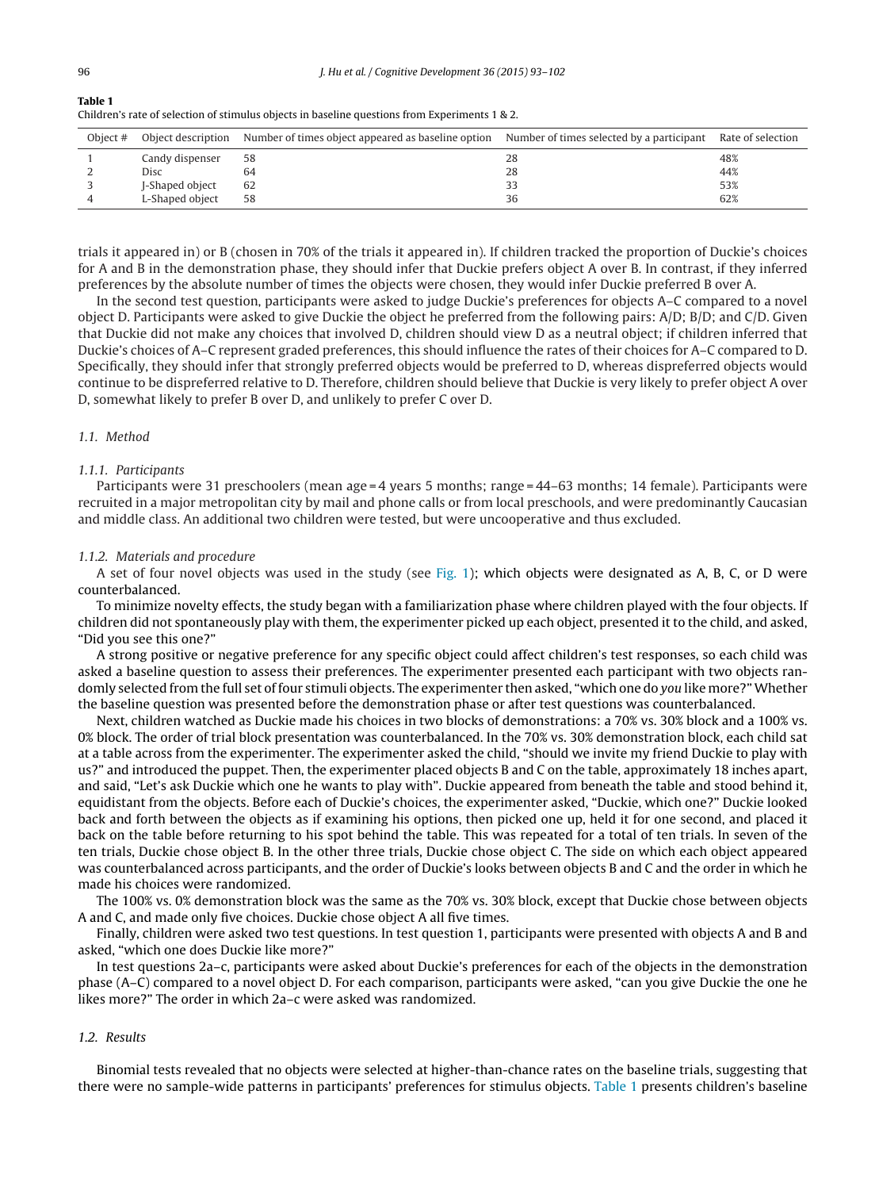**Table 1**
Children's rate of selection of stimulus objects in baseline questions from Experiments 1 & 2.

| Object # | Object description | Number of times object appeared as baseline option | Number of times selected by a participant | Rate of selection |
|---|---|---|---|---|
| 1 | Candy dispenser | 58 | 28 | 48% |
| 2 | Disc | 64 | 28 | 44% |
| 3 | J-Shaped object | 62 | 33 | 53% |
| 4 | L-Shaped object | 58 | 36 | 62% |

trials it appeared in) or B (chosen in 70% of the trials it appeared in). If children tracked the proportion of Duckie's choices for A and B in the demonstration phase, they should infer that Duckie prefers object A over B. In contrast, if they inferred preferences by the absolute number of times the objects were chosen, they would infer Duckie preferred B over A.

In the second test question, participants were asked to judge Duckie's preferences for objects A–C compared to a novel object D. Participants were asked to give Duckie the object he preferred from the following pairs: A/D; B/D; and C/D. Given that Duckie did not make any choices that involved D, children should view D as a neutral object; if children inferred that Duckie's choices of A–C represent graded preferences, this should influence the rates of their choices for A–C compared to D. Specifically, they should infer that strongly preferred objects would be preferred to D, whereas dispreferred objects would continue to be dispreferred relative to D. Therefore, children should believe that Duckie is very likely to prefer object A over D, somewhat likely to prefer B over D, and unlikely to prefer C over D.

### 1.1. Method

#### 1.1.1. Participants

Participants were 31 preschoolers (mean age = 4 years 5 months; range = 44–63 months; 14 female). Participants were recruited in a major metropolitan city by mail and phone calls or from local preschools, and were predominantly Caucasian and middle class. An additional two children were tested, but were uncooperative and thus excluded.

#### 1.1.2. Materials and procedure

A set of four novel objects was used in the study (see Fig. 1); which objects were designated as A, B, C, or D were counterbalanced.

To minimize novelty effects, the study began with a familiarization phase where children played with the four objects. If children did not spontaneously play with them, the experimenter picked up each object, presented it to the child, and asked, "Did you see this one?"

A strong positive or negative preference for any specific object could affect children's test responses, so each child was asked a baseline question to assess their preferences. The experimenter presented each participant with two objects randomly selected from the full set of four stimuli objects. The experimenter then asked, "which one do *you* like more?" Whether the baseline question was presented before the demonstration phase or after test questions was counterbalanced.

Next, children watched as Duckie made his choices in two blocks of demonstrations: a 70% vs. 30% block and a 100% vs. 0% block. The order of trial block presentation was counterbalanced. In the 70% vs. 30% demonstration block, each child sat at a table across from the experimenter. The experimenter asked the child, "should we invite my friend Duckie to play with us?" and introduced the puppet. Then, the experimenter placed objects B and C on the table, approximately 18 inches apart, and said, "Let's ask Duckie which one he wants to play with". Duckie appeared from beneath the table and stood behind it, equidistant from the objects. Before each of Duckie's choices, the experimenter asked, "Duckie, which one?" Duckie looked back and forth between the objects as if examining his options, then picked one up, held it for one second, and placed it back on the table before returning to his spot behind the table. This was repeated for a total of ten trials. In seven of the ten trials, Duckie chose object B. In the other three trials, Duckie chose object C. The side on which each object appeared was counterbalanced across participants, and the order of Duckie's looks between objects B and C and the order in which he made his choices were randomized.

The 100% vs. 0% demonstration block was the same as the 70% vs. 30% block, except that Duckie chose between objects A and C, and made only five choices. Duckie chose object A all five times.

Finally, children were asked two test questions. In test question 1, participants were presented with objects A and B and asked, "which one does Duckie like more?"

In test questions 2a–c, participants were asked about Duckie's preferences for each of the objects in the demonstration phase (A–C) compared to a novel object D. For each comparison, participants were asked, "can you give Duckie the one he likes more?" The order in which 2a–c were asked was randomized.

### 1.2. Results

Binomial tests revealed that no objects were selected at higher-than-chance rates on the baseline trials, suggesting that there were no sample-wide patterns in participants' preferences for stimulus objects. Table 1 presents children's baseline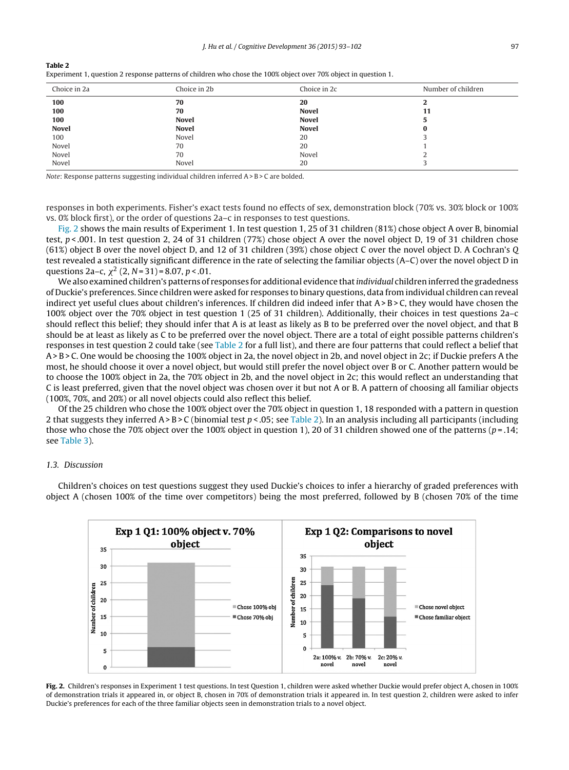**Table 2**
Experiment 1, question 2 response patterns of children who chose the 100% object over 70% object in question 1.

| Choice in 2a | Choice in 2b | Choice in 2c | Number of children |
|---|---|---|---|
| **100** | **70** | **20** | **2** |
| **100** | **70** | **Novel** | **11** |
| **100** | **Novel** | **Novel** | **5** |
| **Novel** | **Novel** | **Novel** | **0** |
| 100 | Novel | 20 | 3 |
| Novel | 70 | 20 | 1 |
| Novel | 70 | Novel | 2 |
| Novel | Novel | 20 | 3 |

*Note*: Response patterns suggesting individual children inferred A > B > C are bolded.

responses in both experiments. Fisher's exact tests found no effects of sex, demonstration block (70% vs. 30% block or 100% vs. 0% block first), or the order of questions 2a–c in responses to test questions.

Fig. 2 shows the main results of Experiment 1. In test question 1, 25 of 31 children (81%) chose object A over B, binomial test, $p < .001$. In test question 2, 24 of 31 children (77%) chose object A over the novel object D, 19 of 31 children chose (61%) object B over the novel object D, and 12 of 31 children (39%) chose object C over the novel object D. A Cochran's Q test revealed a statistically significant difference in the rate of selecting the familiar objects (A–C) over the novel object D in questions 2a–c, $\chi^2$ (2, $N = 31$) = 8.07, $p < .01$.

We also examined children's patterns of responses for additional evidence that *individual* children inferred the gradedness of Duckie's preferences. Since children were asked for responses to binary questions, data from individual children can reveal indirect yet useful clues about children's inferences. If children did indeed infer that A > B > C, they would have chosen the 100% object over the 70% object in test question 1 (25 of 31 children). Additionally, their choices in test questions 2a–c should reflect this belief; they should infer that A is at least as likely as B to be preferred over the novel object, and that B should be at least as likely as C to be preferred over the novel object. There are a total of eight possible patterns children's responses in test question 2 could take (see Table 2 for a full list), and there are four patterns that could reflect a belief that A > B > C. One would be choosing the 100% object in 2a, the novel object in 2b, and novel object in 2c; if Duckie prefers A the most, he should choose it over a novel object, but would still prefer the novel object over B or C. Another pattern would be to choose the 100% object in 2a, the 70% object in 2b, and the novel object in 2c; this would reflect an understanding that C is least preferred, given that the novel object was chosen over it but not A or B. A pattern of choosing all familiar objects (100%, 70%, and 20%) or all novel objects could also reflect this belief.

Of the 25 children who chose the 100% object over the 70% object in question 1, 18 responded with a pattern in question 2 that suggests they inferred A > B > C (binomial test $p < .05$; see Table 2). In an analysis including all participants (including those who chose the 70% object over the 100% object in question 1), 20 of 31 children showed one of the patterns ($p = .14$; see Table 3).

### 1.3. Discussion

Children's choices on test questions suggest they used Duckie's choices to infer a hierarchy of graded preferences with object A (chosen 100% of the time over competitors) being the most preferred, followed by B (chosen 70% of the time

**Fig. 2.** Children's responses in Experiment 1 test questions. In test Question 1, children were asked whether Duckie would prefer object A, chosen in 100% of demonstration trials it appeared in, or object B, chosen in 70% of demonstration trials it appeared in. In test question 2, children were asked to infer Duckie's preferences for each of the three familiar objects seen in demonstration trials to a novel object.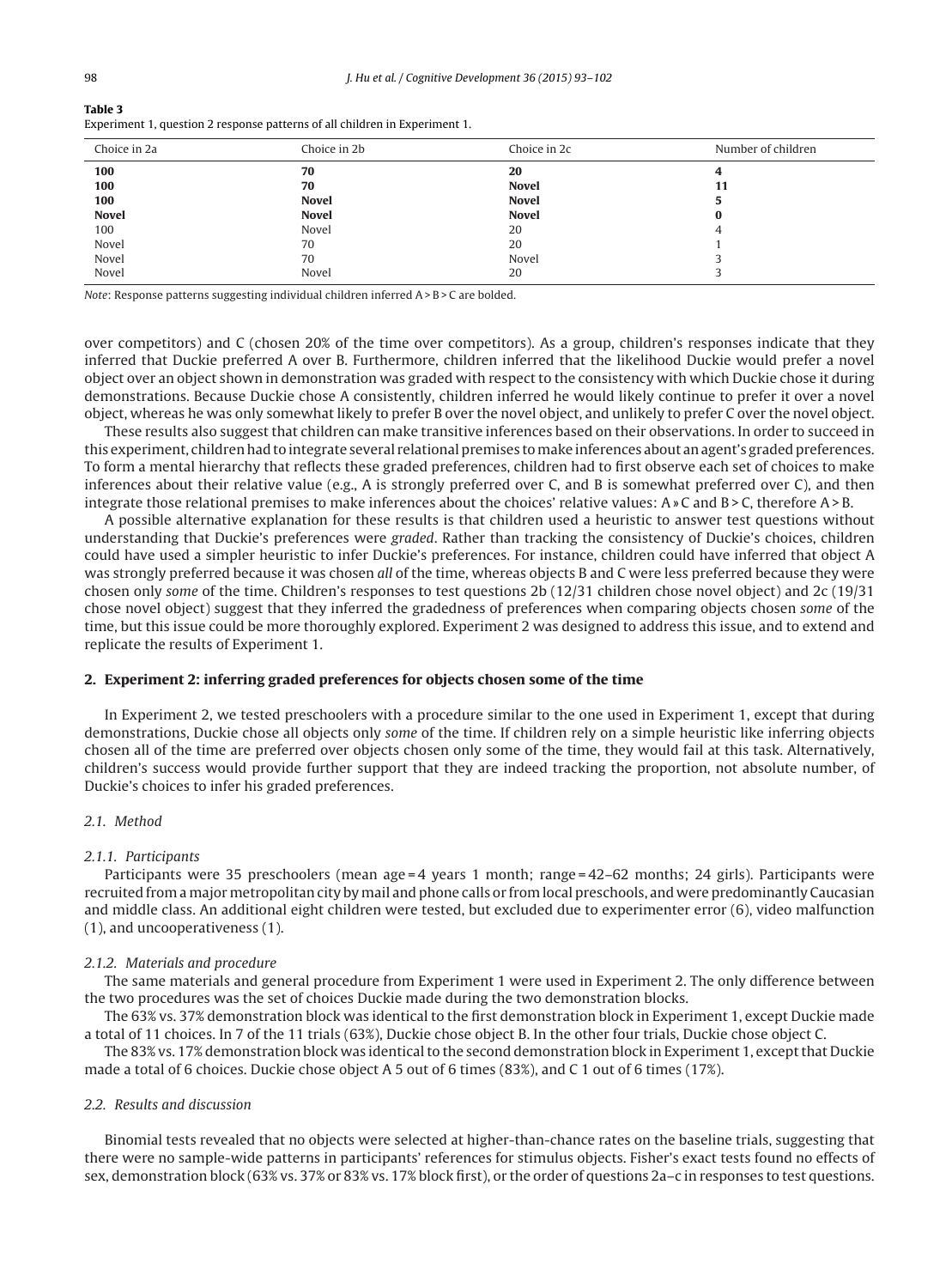**Table 3**
Experiment 1, question 2 response patterns of all children in Experiment 1.

| Choice in 2a | Choice in 2b | Choice in 2c | Number of children |
|---|---|---|---|
| **100** | **70** | **20** | **4** |
| **100** | **70** | **Novel** | **11** |
| **100** | **Novel** | **Novel** | **5** |
| **Novel** | **Novel** | **Novel** | **0** |
| 100 | Novel | 20 | 4 |
| Novel | 70 | 20 | 1 |
| Novel | 70 | Novel | 3 |
| Novel | Novel | 20 | 3 |

*Note*: Response patterns suggesting individual children inferred A > B > C are bolded.

over competitors) and C (chosen 20% of the time over competitors). As a group, children's responses indicate that they inferred that Duckie preferred A over B. Furthermore, children inferred that the likelihood Duckie would prefer a novel object over an object shown in demonstration was graded with respect to the consistency with which Duckie chose it during demonstrations. Because Duckie chose A consistently, children inferred he would likely continue to prefer it over a novel object, whereas he was only somewhat likely to prefer B over the novel object, and unlikely to prefer C over the novel object.

These results also suggest that children can make transitive inferences based on their observations. In order to succeed in this experiment, children had to integrate several relational premises to make inferences about an agent's graded preferences. To form a mental hierarchy that reflects these graded preferences, children had to first observe each set of choices to make inferences about their relative value (e.g., A is strongly preferred over C, and B is somewhat preferred over C), and then integrate those relational premises to make inferences about the choices' relative values: A » C and B > C, therefore A > B.

A possible alternative explanation for these results is that children used a heuristic to answer test questions without understanding that Duckie's preferences were *graded*. Rather than tracking the consistency of Duckie's choices, children could have used a simpler heuristic to infer Duckie's preferences. For instance, children could have inferred that object A was strongly preferred because it was chosen *all* of the time, whereas objects B and C were less preferred because they were chosen only *some* of the time. Children's responses to test questions 2b (12/31 children chose novel object) and 2c (19/31 chose novel object) suggest that they inferred the gradedness of preferences when comparing objects chosen *some* of the time, but this issue could be more thoroughly explored. Experiment 2 was designed to address this issue, and to extend and replicate the results of Experiment 1.

## 2. Experiment 2: inferring graded preferences for objects chosen some of the time

In Experiment 2, we tested preschoolers with a procedure similar to the one used in Experiment 1, except that during demonstrations, Duckie chose all objects only *some* of the time. If children rely on a simple heuristic like inferring objects chosen all of the time are preferred over objects chosen only some of the time, they would fail at this task. Alternatively, children's success would provide further support that they are indeed tracking the proportion, not absolute number, of Duckie's choices to infer his graded preferences.

### 2.1. Method

#### 2.1.1. Participants

Participants were 35 preschoolers (mean age = 4 years 1 month; range = 42–62 months; 24 girls). Participants were recruited from a major metropolitan city by mail and phone calls or from local preschools, and were predominantly Caucasian and middle class. An additional eight children were tested, but excluded due to experimenter error (6), video malfunction (1), and uncooperativeness (1).

#### 2.1.2. Materials and procedure

The same materials and general procedure from Experiment 1 were used in Experiment 2. The only difference between the two procedures was the set of choices Duckie made during the two demonstration blocks.

The 63% vs. 37% demonstration block was identical to the first demonstration block in Experiment 1, except Duckie made a total of 11 choices. In 7 of the 11 trials (63%), Duckie chose object B. In the other four trials, Duckie chose object C.

The 83% vs. 17% demonstration block was identical to the second demonstration block in Experiment 1, except that Duckie made a total of 6 choices. Duckie chose object A 5 out of 6 times (83%), and C 1 out of 6 times (17%).

### 2.2. Results and discussion

Binomial tests revealed that no objects were selected at higher-than-chance rates on the baseline trials, suggesting that there were no sample-wide patterns in participants' references for stimulus objects. Fisher's exact tests found no effects of sex, demonstration block (63% vs. 37% or 83% vs. 17% block first), or the order of questions 2a–c in responses to test questions.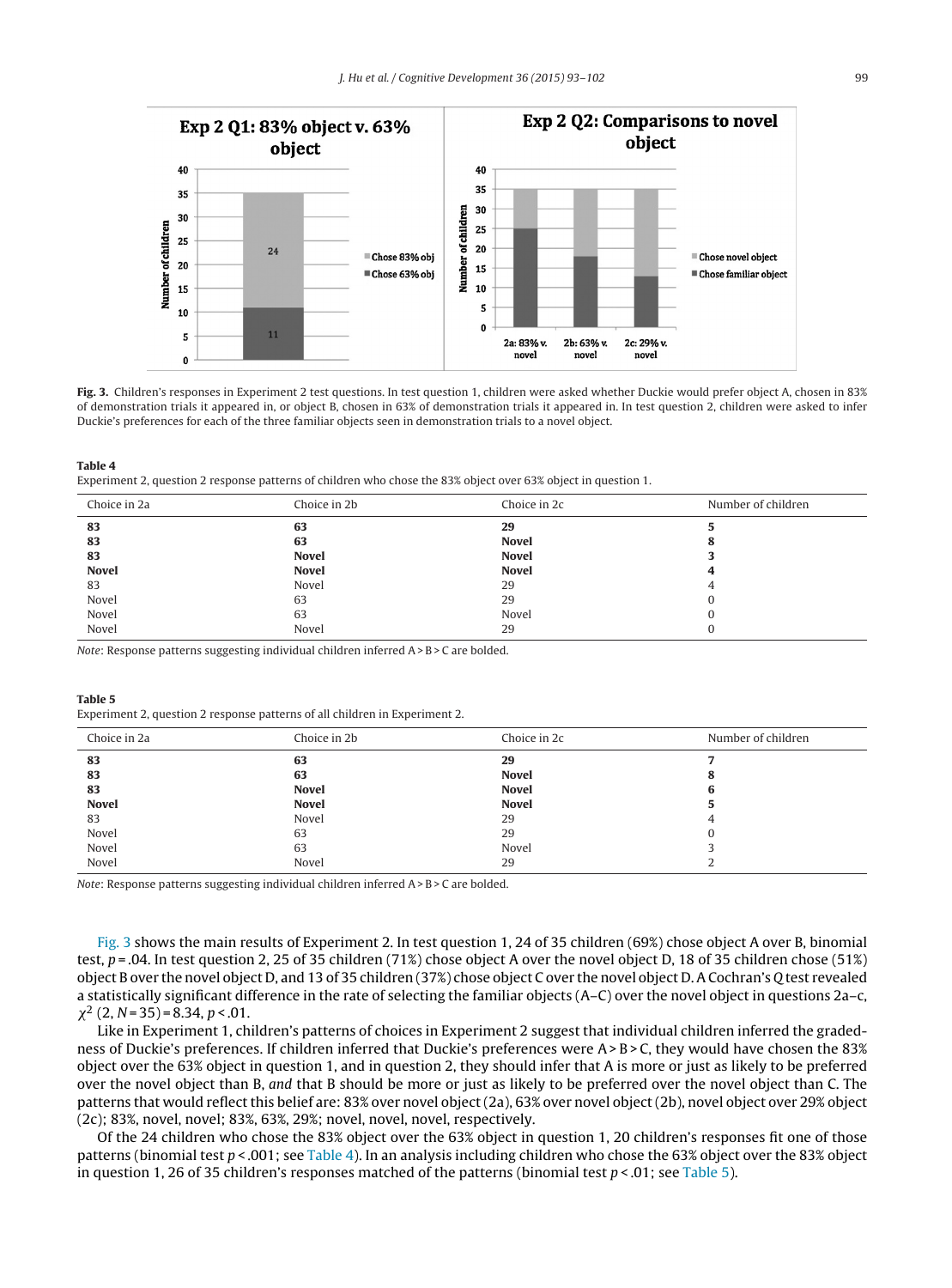**Fig. 3.** Children's responses in Experiment 2 test questions. In test question 1, children were asked whether Duckie would prefer object A, chosen in 83% of demonstration trials it appeared in, or object B, chosen in 63% of demonstration trials it appeared in. In test question 2, children were asked to infer Duckie's preferences for each of the three familiar objects seen in demonstration trials to a novel object.

**Table 4**
Experiment 2, question 2 response patterns of children who chose the 83% object over 63% object in question 1.

| Choice in 2a | Choice in 2b | Choice in 2c | Number of children |
|---|---|---|---|
| **83** | **63** | **29** | **5** |
| **83** | **63** | **Novel** | **8** |
| **83** | **Novel** | **Novel** | **3** |
| **Novel** | **Novel** | **Novel** | **4** |
| 83 | Novel | 29 | 4 |
| Novel | 63 | 29 | 0 |
| Novel | 63 | Novel | 0 |
| Novel | Novel | 29 | 0 |

*Note*: Response patterns suggesting individual children inferred A > B > C are bolded.

**Table 5**
Experiment 2, question 2 response patterns of all children in Experiment 2.

| Choice in 2a | Choice in 2b | Choice in 2c | Number of children |
|---|---|---|---|
| **83** | **63** | **29** | **7** |
| **83** | **63** | **Novel** | **8** |
| **83** | **Novel** | **Novel** | **6** |
| **Novel** | **Novel** | **Novel** | **5** |
| 83 | Novel | 29 | 4 |
| Novel | 63 | 29 | 0 |
| Novel | 63 | Novel | 3 |
| Novel | Novel | 29 | 2 |

*Note*: Response patterns suggesting individual children inferred A > B > C are bolded.

Fig. 3 shows the main results of Experiment 2. In test question 1, 24 of 35 children (69%) chose object A over B, binomial test, $p = .04$. In test question 2, 25 of 35 children (71%) chose object A over the novel object D, 18 of 35 children chose (51%) object B over the novel object D, and 13 of 35 children (37%) chose object C over the novel object D. A Cochran's Q test revealed a statistically significant difference in the rate of selecting the familiar objects (A–C) over the novel object in questions 2a–c, $\chi^2$ (2, $N = 35$) = 8.34, $p < .01$.

Like in Experiment 1, children's patterns of choices in Experiment 2 suggest that individual children inferred the gradedness of Duckie's preferences. If children inferred that Duckie's preferences were A > B > C, they would have chosen the 83% object over the 63% object in question 1, and in question 2, they should infer that A is more or just as likely to be preferred over the novel object than B, *and* that B should be more or just as likely to be preferred over the novel object than C. The patterns that would reflect this belief are: 83% over novel object (2a), 63% over novel object (2b), novel object over 29% object (2c); 83%, novel, novel; 83%, 63%, 29%; novel, novel, novel, respectively.

Of the 24 children who chose the 83% object over the 63% object in question 1, 20 children's responses fit one of those patterns (binomial test $p < .001$; see Table 4). In an analysis including children who chose the 63% object over the 83% object in question 1, 26 of 35 children's responses matched of the patterns (binomial test $p < .01$; see Table 5).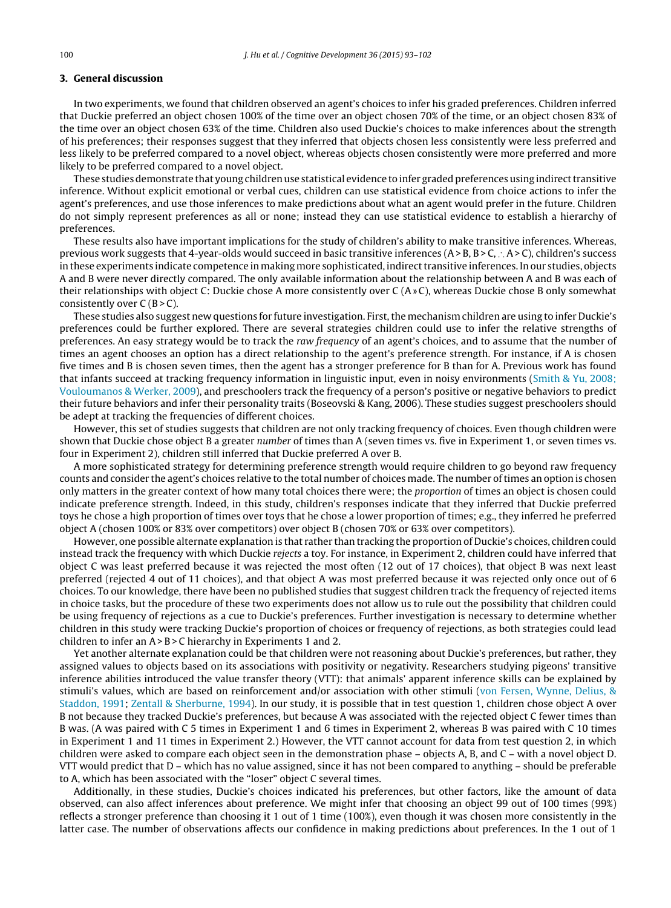## 3. General discussion

In two experiments, we found that children observed an agent's choices to infer his graded preferences. Children inferred that Duckie preferred an object chosen 100% of the time over an object chosen 70% of the time, or an object chosen 83% of the time over an object chosen 63% of the time. Children also used Duckie's choices to make inferences about the strength of his preferences; their responses suggest that they inferred that objects chosen less consistently were less preferred and less likely to be preferred compared to a novel object, whereas objects chosen consistently were more preferred and more likely to be preferred compared to a novel object.

These studies demonstrate that young children use statistical evidence to infer graded preferences using indirect transitive inference. Without explicit emotional or verbal cues, children can use statistical evidence from choice actions to infer the agent's preferences, and use those inferences to make predictions about what an agent would prefer in the future. Children do not simply represent preferences as all or none; instead they can use statistical evidence to establish a hierarchy of preferences.

These results also have important implications for the study of children's ability to make transitive inferences. Whereas, previous work suggests that 4-year-olds would succeed in basic transitive inferences (A > B, B > C, ∴ A > C), children's success in these experiments indicate competence in making more sophisticated, indirect transitive inferences. In our studies, objects A and B were never directly compared. The only available information about the relationship between A and B was each of their relationships with object C: Duckie chose A more consistently over C (A » C), whereas Duckie chose B only somewhat consistently over C (B > C).

These studies also suggest new questions for future investigation. First, the mechanism children are using to infer Duckie's preferences could be further explored. There are several strategies children could use to infer the relative strengths of preferences. An easy strategy would be to track the *raw frequency* of an agent's choices, and to assume that the number of times an agent chooses an option has a direct relationship to the agent's preference strength. For instance, if A is chosen five times and B is chosen seven times, then the agent has a stronger preference for B than for A. Previous work has found that infants succeed at tracking frequency information in linguistic input, even in noisy environments (Smith & Yu, 2008; Vouloumanos & Werker, 2009), and preschoolers track the frequency of a person's positive or negative behaviors to predict their future behaviors and infer their personality traits (Boseovski & Kang, 2006). These studies suggest preschoolers should be adept at tracking the frequencies of different choices.

However, this set of studies suggests that children are not only tracking frequency of choices. Even though children were shown that Duckie chose object B a greater *number* of times than A (seven times vs. five in Experiment 1, or seven times vs. four in Experiment 2), children still inferred that Duckie preferred A over B.

A more sophisticated strategy for determining preference strength would require children to go beyond raw frequency counts and consider the agent's choices relative to the total number of choices made. The number of times an option is chosen only matters in the greater context of how many total choices there were; the *proportion* of times an object is chosen could indicate preference strength. Indeed, in this study, children's responses indicate that they inferred that Duckie preferred toys he chose a high proportion of times over toys that he chose a lower proportion of times; e.g., they inferred he preferred object A (chosen 100% or 83% over competitors) over object B (chosen 70% or 63% over competitors).

However, one possible alternate explanation is that rather than tracking the proportion of Duckie's choices, children could instead track the frequency with which Duckie *rejects* a toy. For instance, in Experiment 2, children could have inferred that object C was least preferred because it was rejected the most often (12 out of 17 choices), that object B was next least preferred (rejected 4 out of 11 choices), and that object A was most preferred because it was rejected only once out of 6 choices. To our knowledge, there have been no published studies that suggest children track the frequency of rejected items in choice tasks, but the procedure of these two experiments does not allow us to rule out the possibility that children could be using frequency of rejections as a cue to Duckie's preferences. Further investigation is necessary to determine whether children in this study were tracking Duckie's proportion of choices or frequency of rejections, as both strategies could lead children to infer an A > B > C hierarchy in Experiments 1 and 2.

Yet another alternate explanation could be that children were not reasoning about Duckie's preferences, but rather, they assigned values to objects based on its associations with positivity or negativity. Researchers studying pigeons' transitive inference abilities introduced the value transfer theory (VTT): that animals' apparent inference skills can be explained by stimuli's values, which are based on reinforcement and/or association with other stimuli (von Fersen, Wynne, Delius, & Staddon, 1991; Zentall & Sherburne, 1994). In our study, it is possible that in test question 1, children chose object A over B not because they tracked Duckie's preferences, but because A was associated with the rejected object C fewer times than B was. (A was paired with C 5 times in Experiment 1 and 6 times in Experiment 2, whereas B was paired with C 10 times in Experiment 1 and 11 times in Experiment 2.) However, the VTT cannot account for data from test question 2, in which children were asked to compare each object seen in the demonstration phase – objects A, B, and C – with a novel object D. VTT would predict that D – which has no value assigned, since it has not been compared to anything – should be preferable to A, which has been associated with the "loser" object C several times.

Additionally, in these studies, Duckie's choices indicated his preferences, but other factors, like the amount of data observed, can also affect inferences about preference. We might infer that choosing an object 99 out of 100 times (99%) reflects a stronger preference than choosing it 1 out of 1 time (100%), even though it was chosen more consistently in the latter case. The number of observations affects our confidence in making predictions about preferences. In the 1 out of 1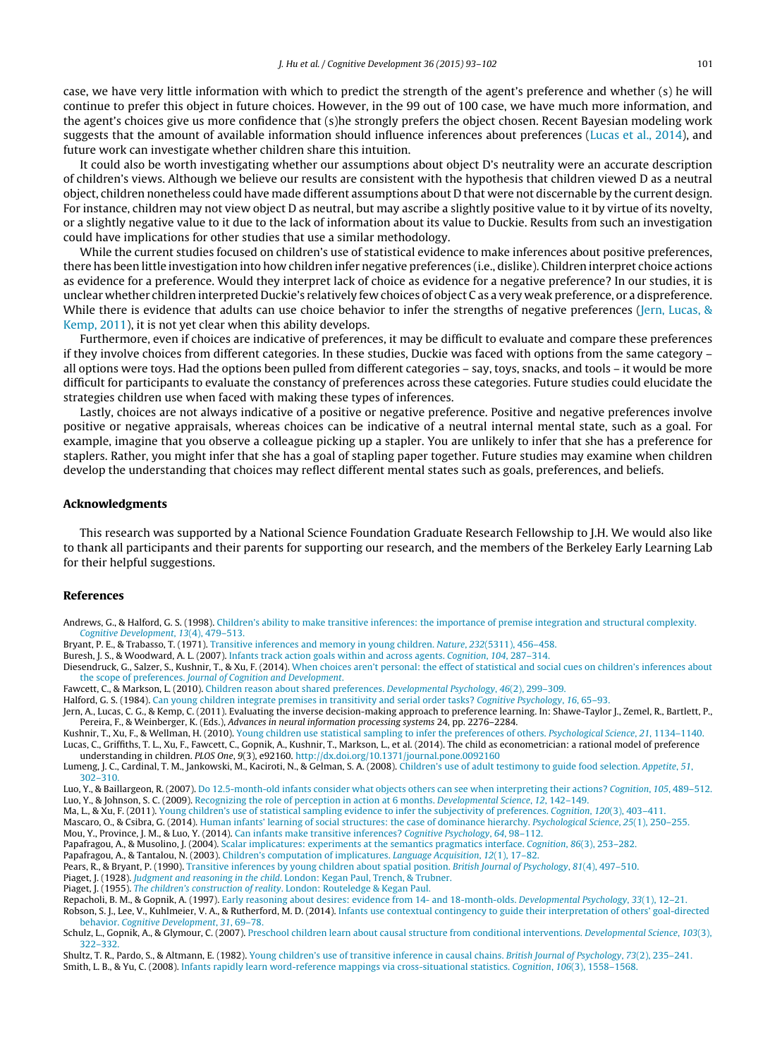case, we have very little information with which to predict the strength of the agent's preference and whether (s) he will continue to prefer this object in future choices. However, in the 99 out of 100 case, we have much more information, and the agent's choices give us more confidence that (s)he strongly prefers the object chosen. Recent Bayesian modeling work suggests that the amount of available information should influence inferences about preferences (Lucas et al., 2014), and future work can investigate whether children share this intuition.

It could also be worth investigating whether our assumptions about object D's neutrality were an accurate description of children's views. Although we believe our results are consistent with the hypothesis that children viewed D as a neutral object, children nonetheless could have made different assumptions about D that were not discernable by the current design. For instance, children may not view object D as neutral, but may ascribe a slightly positive value to it by virtue of its novelty, or a slightly negative value to it due to the lack of information about its value to Duckie. Results from such an investigation could have implications for other studies that use a similar methodology.

While the current studies focused on children's use of statistical evidence to make inferences about positive preferences, there has been little investigation into how children infer negative preferences (i.e., dislike). Children interpret choice actions as evidence for a preference. Would they interpret lack of choice as evidence for a negative preference? In our studies, it is unclear whether children interpreted Duckie's relatively few choices of object C as a very weak preference, or a dispreference. While there is evidence that adults can use choice behavior to infer the strengths of negative preferences (Jern, Lucas, & Kemp, 2011), it is not yet clear when this ability develops.

Furthermore, even if choices are indicative of preferences, it may be difficult to evaluate and compare these preferences if they involve choices from different categories. In these studies, Duckie was faced with options from the same category – all options were toys. Had the options been pulled from different categories – say, toys, snacks, and tools – it would be more difficult for participants to evaluate the constancy of preferences across these categories. Future studies could elucidate the strategies children use when faced with making these types of inferences.

Lastly, choices are not always indicative of a positive or negative preference. Positive and negative preferences involve positive or negative appraisals, whereas choices can be indicative of a neutral internal mental state, such as a goal. For example, imagine that you observe a colleague picking up a stapler. You are unlikely to infer that she has a preference for staplers. Rather, you might infer that she has a goal of stapling paper together. Future studies may examine when children develop the understanding that choices may reflect different mental states such as goals, preferences, and beliefs.

## Acknowledgments

This research was supported by a National Science Foundation Graduate Research Fellowship to J.H. We would also like to thank all participants and their parents for supporting our research, and the members of the Berkeley Early Learning Lab for their helpful suggestions.

## References

Andrews, G., & Halford, G. S. (1998). Children's ability to make transitive inferences: the importance of premise integration and structural complexity. *Cognitive Development*, *13*(4), 479–513.

Bryant, P. E., & Trabasso, T. (1971). Transitive inferences and memory in young children. *Nature*, *232*(5311), 456–458.

Buresh, J. S., & Woodward, A. L. (2007). Infants track action goals within and across agents. *Cognition*, *104*, 287–314.

Diesendruck, G., Salzer, S., Kushnir, T., & Xu, F. (2014). When choices aren't personal: the effect of statistical and social cues on children's inferences about the scope of preferences. *Journal of Cognition and Development*.

Fawcett, C., & Markson, L. (2010). Children reason about shared preferences. *Developmental Psychology*, *46*(2), 299–309.

Halford, G. S. (1984). Can young children integrate premises in transitivity and serial order tasks? *Cognitive Psychology*, *16*, 65–93.

Jern, A., Lucas, C. G., & Kemp, C. (2011). Evaluating the inverse decision-making approach to preference learning. In: Shawe-Taylor J., Zemel, R., Bartlett, P., Pereira, F., & Weinberger, K. (Eds.), *Advances in neural information processing systems* 24, pp. 2276–2284.

Kushnir, T., Xu, F., & Wellman, H. (2010). Young children use statistical sampling to infer the preferences of others. *Psychological Science*, *21*, 1134–1140.

Lucas, C., Griffiths, T. L., Xu, F., Fawcett, C., Gopnik, A., Kushnir, T., Markson, L., et al. (2014). The child as econometrician: a rational model of preference understanding in children. *PLOS One*, *9*(3), e92160. http://dx.doi.org/10.1371/journal.pone.0092160

Lumeng, J. C., Cardinal, T. M., Jankowski, M., Kaciroti, N., & Gelman, S. A. (2008). Children's use of adult testimony to guide food selection. *Appetite*, *51*, 302–310.

Luo, Y., & Baillargeon, R. (2007). Do 12.5-month-old infants consider what objects others can see when interpreting their actions? *Cognition*, *105*, 489–512.

Luo, Y., & Johnson, S. C. (2009). Recognizing the role of perception in action at 6 months. *Developmental Science*, *12*, 142–149.

Ma, L., & Xu, F. (2011). Young children's use of statistical sampling evidence to infer the subjectivity of preferences. *Cognition*, *120*(3), 403–411.

Mascaro, O., & Csibra, G. (2014). Human infants' learning of social structures: the case of dominance hierarchy. *Psychological Science*, *25*(1), 250–255.

Mou, Y., Province, J. M., & Luo, Y. (2014). Can infants make transitive inferences? *Cognitive Psychology*, *64*, 98–112.

Papafragou, A., & Musolino, J. (2004). Scalar implicatures: experiments at the semantics pragmatics interface. *Cognition*, *86*(3), 253–282.

Papafragou, A., & Tantalou, N. (2003). Children's computation of implicatures. *Language Acquisition*, *12*(1), 17–82.

Pears, R., & Bryant, P. (1990). Transitive inferences by young children about spatial position. *British Journal of Psychology*, *81*(4), 497–510.

Piaget, J. (1928). *Judgment and reasoning in the child*. London: Kegan Paul, Trench, & Trubner.

Piaget, J. (1955). *The children's construction of reality*. London: Routeledge & Kegan Paul.

Repacholi, B. M., & Gopnik, A. (1997). Early reasoning about desires: evidence from 14- and 18-month-olds. *Developmental Psychology*, *33*(1), 12–21.

Robson, S. J., Lee, V., Kuhlmeier, V. A., & Rutherford, M. D. (2014). Infants use contextual contingency to guide their interpretation of others' goal-directed behavior. *Cognitive Development*, *31*, 69–78.

Schulz, L., Gopnik, A., & Glymour, C. (2007). Preschool children learn about causal structure from conditional interventions. *Developmental Science*, *103*(3), 322–332.

Shultz, T. R., Pardo, S., & Altmann, E. (1982). Young children's use of transitive inference in causal chains. *British Journal of Psychology*, *73*(2), 235–241.

Smith, L. B., & Yu, C. (2008). Infants rapidly learn word-reference mappings via cross-situational statistics. *Cognition*, *106*(3), 1558–1568.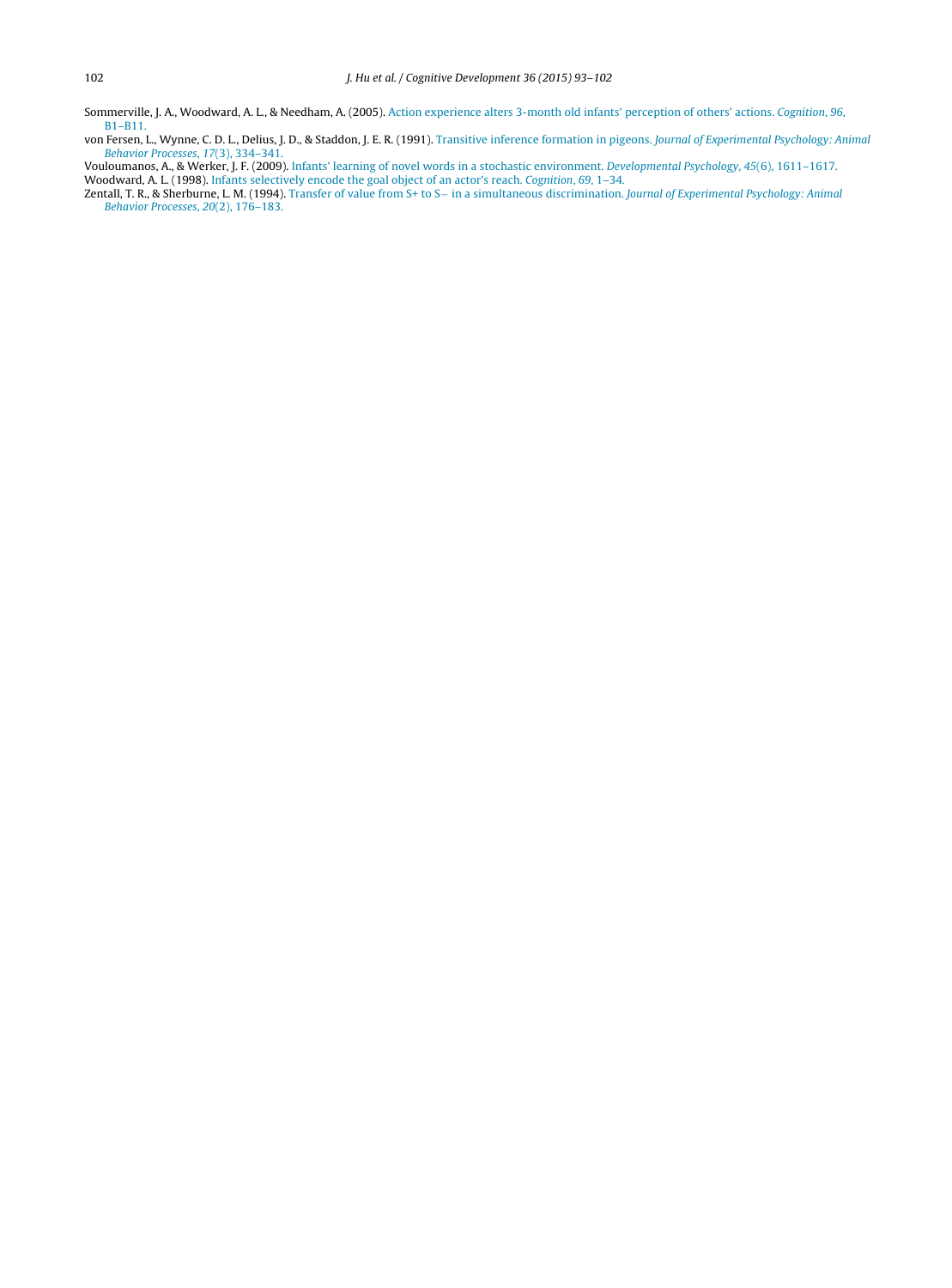Sommerville, J. A., Woodward, A. L., & Needham, A. (2005). Action experience alters 3-month old infants' perception of others' actions. *Cognition*, *96*, B1–B11.

von Fersen, L., Wynne, C. D. L., Delius, J. D., & Staddon, J. E. R. (1991). Transitive inference formation in pigeons. *Journal of Experimental Psychology: Animal Behavior Processes*, *17*(3), 334–341.

Vouloumanos, A., & Werker, J. F. (2009). Infants' learning of novel words in a stochastic environment. *Developmental Psychology*, *45*(6), 1611–1617.

Woodward, A. L. (1998). Infants selectively encode the goal object of an actor's reach. *Cognition*, *69*, 1–34.

Zentall, T. R., & Sherburne, L. M. (1994). Transfer of value from S+ to S− in a simultaneous discrimination. *Journal of Experimental Psychology: Animal Behavior Processes*, *20*(2), 176–183.